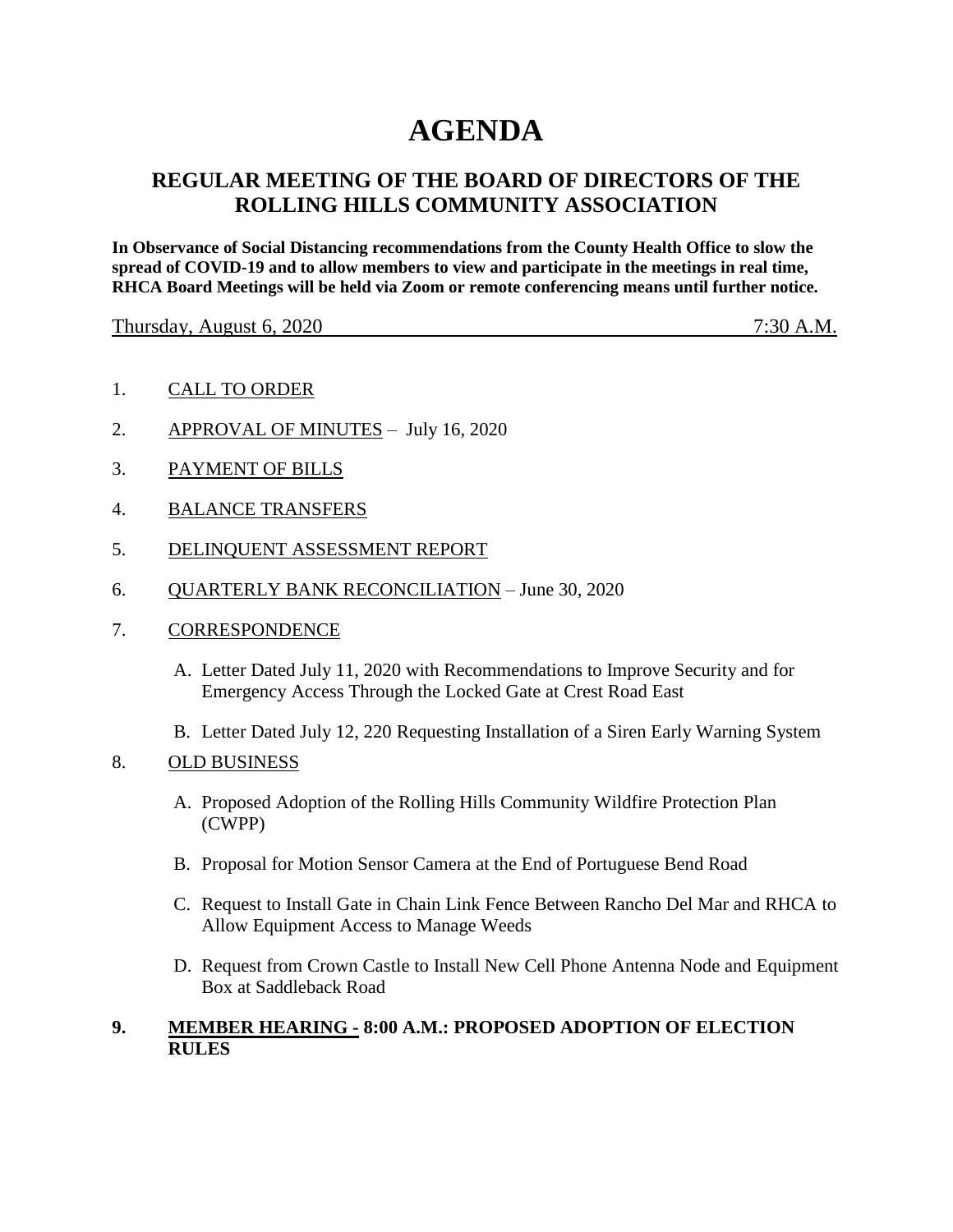# AGENDA

## REGULAR MEETING OF THE BOARD OF DIRECTORS OF THE ROLLING HILLS COMMUNITY ASSOCIATION

**In Observance of Social Distancing recommendations from the County Health Office to slow the spread of COVID-19 and to allow members to view and participate in the meetings in real time, RHCA Board Meetings will be held via Zoom or remote conferencing means until further notice.**

Thursday, August 6, 2020 7:30 A.M.

1. CALL TO ORDER

2. APPROVAL OF MINUTES – July 16, 2020

3. PAYMENT OF BILLS

4. BALANCE TRANSFERS

5. DELINQUENT ASSESSMENT REPORT

6. QUARTERLY BANK RECONCILIATION – June 30, 2020

7. CORRESPONDENCE

   A. Letter Dated July 11, 2020 with Recommendations to Improve Security and for Emergency Access Through the Locked Gate at Crest Road East

   B. Letter Dated July 12, 220 Requesting Installation of a Siren Early Warning System

8. OLD BUSINESS

   A. Proposed Adoption of the Rolling Hills Community Wildfire Protection Plan (CWPP)

   B. Proposal for Motion Sensor Camera at the End of Portuguese Bend Road

   C. Request to Install Gate in Chain Link Fence Between Rancho Del Mar and RHCA to Allow Equipment Access to Manage Weeds

   D. Request from Crown Castle to Install New Cell Phone Antenna Node and Equipment Box at Saddleback Road

9. **MEMBER HEARING - 8:00 A.M.: PROPOSED ADOPTION OF ELECTION RULES**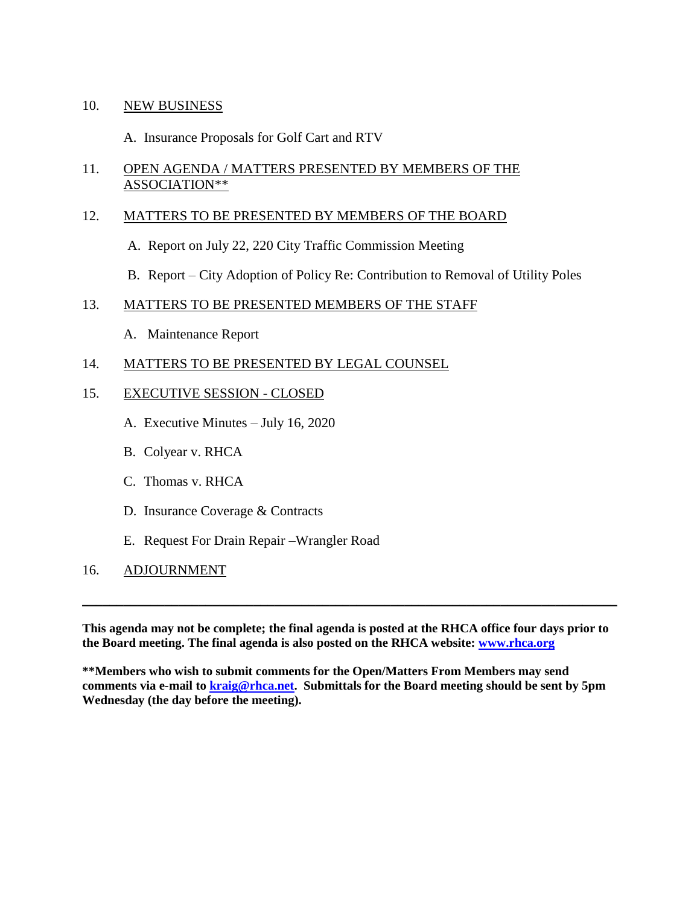10. <u>NEW BUSINESS</u>

    A. Insurance Proposals for Golf Cart and RTV

11. <u>OPEN AGENDA / MATTERS PRESENTED BY MEMBERS OF THE ASSOCIATION**</u>

12. <u>MATTERS TO BE PRESENTED BY MEMBERS OF THE BOARD</u>

    A. Report on July 22, 220 City Traffic Commission Meeting

    B. Report – City Adoption of Policy Re: Contribution to Removal of Utility Poles

13. <u>MATTERS TO BE PRESENTED MEMBERS OF THE STAFF</u>

    A. Maintenance Report

14. <u>MATTERS TO BE PRESENTED BY LEGAL COUNSEL</u>

15. <u>EXECUTIVE SESSION - CLOSED</u>

    A. Executive Minutes – July 16, 2020

    B. Colyear v. RHCA

    C. Thomas v. RHCA

    D. Insurance Coverage & Contracts

    E. Request For Drain Repair –Wrangler Road

16. <u>ADJOURNMENT</u>

---

**This agenda may not be complete; the final agenda is posted at the RHCA office four days prior to the Board meeting. The final agenda is also posted on the RHCA website: [www.rhca.org](http://www.rhca.org)**

****Members who wish to submit comments for the Open/Matters From Members may send comments via e-mail to [kraig@rhca.net](mailto:kraig@rhca.net). Submittals for the Board meeting should be sent by 5pm Wednesday (the day before the meeting).**